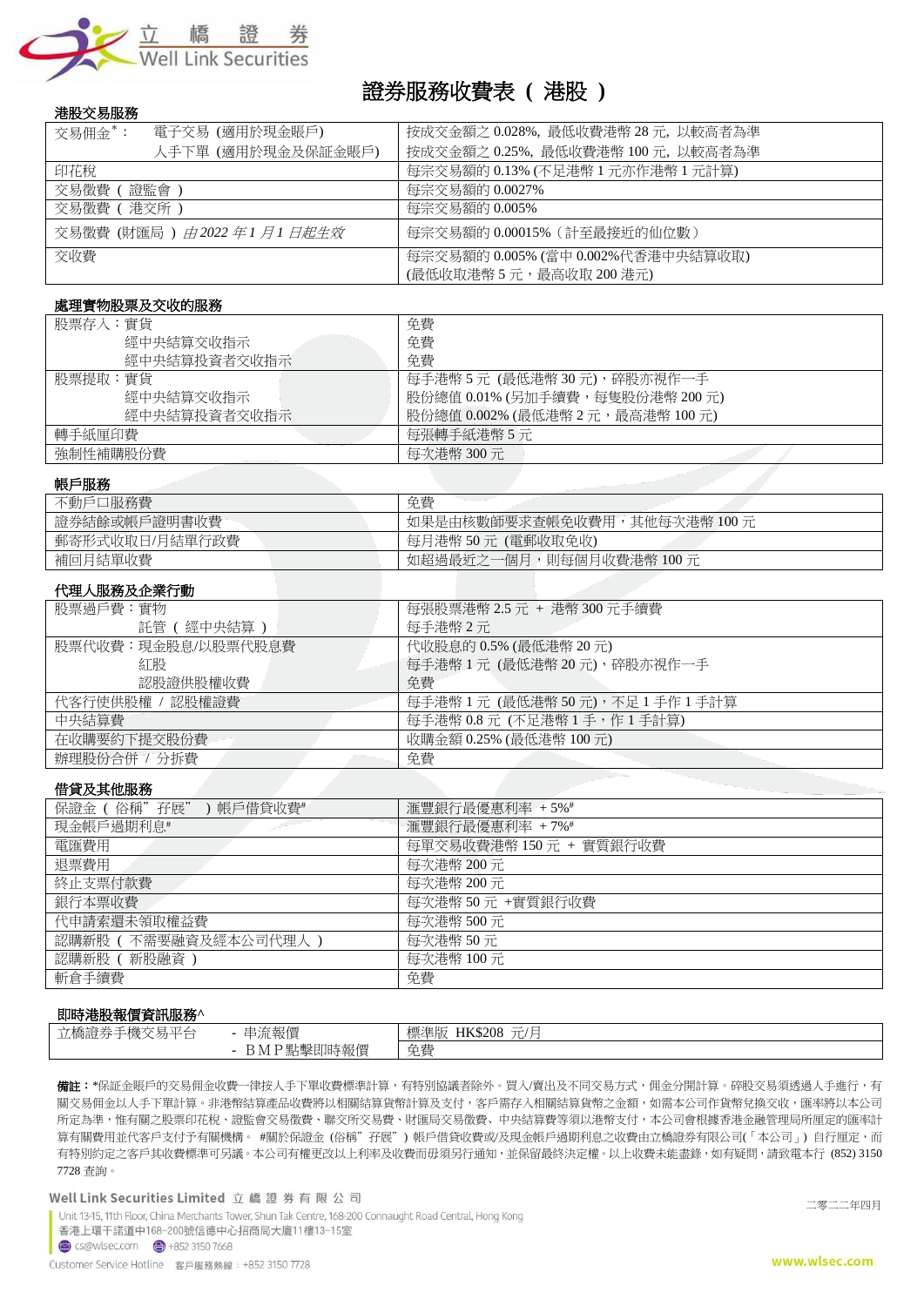立 橋 證 券
Well Link Securities

# 證券服務收費表（ 港股 ）

## 港股交易服務

| | |
|---|---|
| 交易佣金*： 電子交易 (適用於現金賬戶)<br>人手下單 (適用於現金及保証金賬戶) | 按成交金額之 0.028%，最低收費港幣 28 元，以較高者為準<br>按成交金額之 0.25%，最低收費港幣 100 元，以較高者為準 |
| 印花稅 | 每宗交易額的 0.13% (不足港幣 1 元亦作港幣 1 元計算) |
| 交易徵費 ( 證監會 ) | 每宗交易額的 0.0027% |
| 交易徵費 ( 港交所 ) | 每宗交易額的 0.005% |
| 交易徵費 (財匯局 ) *由2022 年1 月1 日起生效* | 每宗交易額的 0.00015%（計至最接近的仙位數） |
| 交收費 | 每宗交易額的 0.005% (當中 0.002%代香港中央結算收取)<br>(最低收取港幣 5 元，最高收取 200 港元) |

## 處理實物股票及交收的服務

| | |
|---|---|
| 股票存入：實貨<br>經中央結算交收指示<br>經中央結算投資者交收指示 | 免費<br>免費<br>免費 |
| 股票提取：實貨<br>經中央結算交收指示<br>經中央結算投資者交收指示 | 每手港幣 5 元 (最低港幣 30 元)，碎股亦視作一手<br>股份總值 0.01% (另加手續費，每隻股份港幣 200 元)<br>股份總值 0.002% (最低港幣 2 元，最高港幣 100 元) |
| 轉手紙厘印費 | 每張轉手紙港幣 5 元 |
| 強制性補購股份費 | 每次港幣 300 元 |

## 帳戶服務

| | |
|---|---|
| 不動戶口服務費 | 免費 |
| 證券結餘或帳戶證明書收費 | 如果是由核數師要求查帳免收費用，其他每次港幣 100 元 |
| 郵寄形式收取日/月結單行政費 | 每月港幣 50 元 (電郵收取免收) |
| 補回月結單收費 | 如超過最近之一個月，則每個月收費港幣 100 元 |

## 代理人服務及企業行動

| | |
|---|---|
| 股票過戶費：實物<br>託管 ( 經中央結算 ) | 每張股票港幣 2.5 元 + 港幣 300 元手續費<br>每手港幣 2 元 |
| 股票代收費：現金股息/以股票代股息費<br>紅股<br>認股證供股權收費 | 代收股息的 0.5% (最低港幣 20 元)<br>每手港幣 1 元 (最低港幣 20 元)，碎股亦視作一手<br>免費 |
| 代客行使供股權 / 認股權證費 | 每手港幣 1 元 (最低港幣 50 元)，不足 1 手作 1 手計算 |
| 中央結算費 | 每手港幣 0.8 元 (不足港幣 1 手，作 1 手計算) |
| 在收購要約下提交股份費 | 收購金額 0.25% (最低港幣 100 元) |
| 辦理股份合併 / 分拆費 | 免費 |

## 借貸及其他服務

| | |
|---|---|
| 保證金 ( 俗稱"孖展" ) 帳戶借貸收費# | 滙豐銀行最優惠利率 + 5%# |
| 現金帳戶過期利息# | 滙豐銀行最優惠利率 + 7%# |
| 電匯費用 | 每單交易收費港幣 150 元 + 實質銀行收費 |
| 退票費用 | 每次港幣 200 元 |
| 終止支票付款費 | 每次港幣 200 元 |
| 銀行本票收費 | 每次港幣 50 元 +實質銀行收費 |
| 代申請索還未領取權益費 | 每次港幣 500 元 |
| 認購新股 ( 不需要融資及經本公司代理人 ) | 每次港幣 50 元 |
| 認購新股 ( 新股融資 ) | 每次港幣 100 元 |
| 斬倉手續費 | 免費 |

## 即時港股報價資訊服務^

| | | |
|---|---|---|
| 立橋證券手機交易平台 | - 串流報價<br>- BMP點擊即時報價 | 標準版 HK$208 元/月<br>免費 |

**備註：** *保証金賬戶的交易佣金收費一律按人手下單收費標準計算，有特別協議者除外。買入/賣出及不同交易方式，佣金分開計算。碎股交易須透過人手進行，有關交易佣金以人手下單計算。非港幣結算產品收費將以相關結算貨幣計算及支付，客戶需存入相關結算貨幣之金額，如需本公司作貨幣兌換交收，匯率將以本公司所定為準，惟有關之股票印花稅、證監會交易徵費、聯交所交易費、財匯局交易徵費、中央結算費等須以港幣支付，本公司會根據香港金融管理局所厘定的匯率計算有關費用並代客戶支付予有關機構。 #關於保證金（俗稱"孖展"）帳戶借貸收費或/及現金帳戶過期利息之收費由立橋證券有限公司(「本公司」）自行厘定，而有特別約定之客戶其收費標準可另議。本公司有權更改以上利率及收費而毋須另行通知，並保留最終決定權。以上收費未能盡錄，如有疑問，請致電本行 (852) 3150 7728 查詢。

Well Link Securities Limited 立 橋 證 券 有 限 公 司
Unit 13-15, 11th Floor, China Merchants Tower, Shun Tak Centre, 168-200 Connaught Road Central, Hong Kong
香港上環干諾道中168–200號信德中心招商局大廈11樓13-15室
cs@wlsec.com +852 3150 7668
Customer Service Hotline 客戶服務熱線：+852 3150 7728

二零二二年四月

www.wlsec.com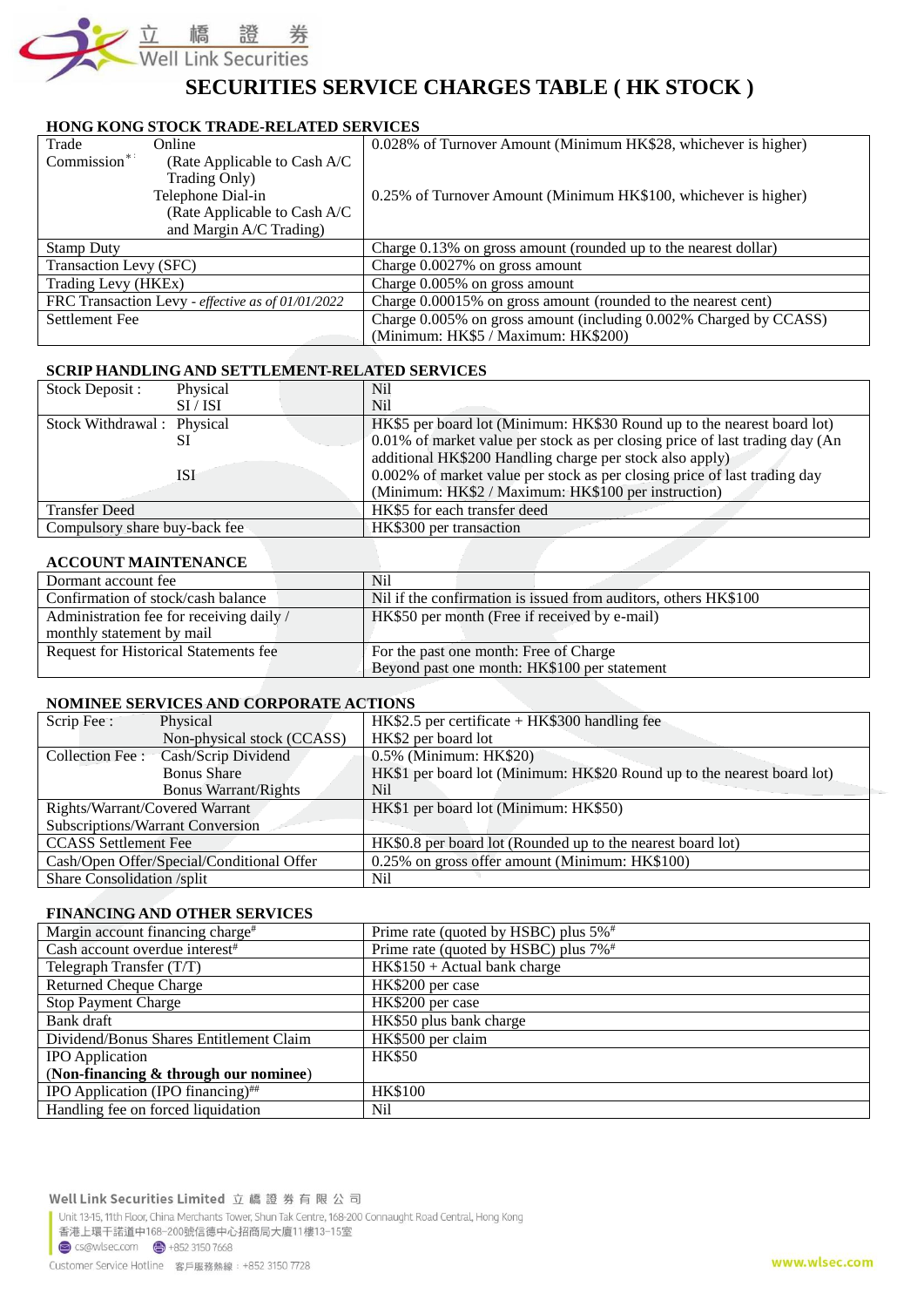# SECURITIES SERVICE CHARGES TABLE ( HK STOCK )

### HONG KONG STOCK TRADE-RELATED SERVICES

| | |
|---|---|
| Trade Commission*: Online (Rate Applicable to Cash A/C Trading Only) | 0.028% of Turnover Amount (Minimum HK$28, whichever is higher) |
| Telephone Dial-in (Rate Applicable to Cash A/C and Margin A/C Trading) | 0.25% of Turnover Amount (Minimum HK$100, whichever is higher) |
| Stamp Duty | Charge 0.13% on gross amount (rounded up to the nearest dollar) |
| Transaction Levy (SFC) | Charge 0.0027% on gross amount |
| Trading Levy (HKEx) | Charge 0.005% on gross amount |
| FRC Transaction Levy - *effective as of 01/01/2022* | Charge 0.00015% on gross amount (rounded to the nearest cent) |
| Settlement Fee | Charge 0.005% on gross amount (including 0.002% Charged by CCASS) (Minimum: HK$5 / Maximum: HK$200) |

### SCRIP HANDLING AND SETTLEMENT-RELATED SERVICES

| | |
|---|---|
| Stock Deposit : Physical | Nil |
| SI / ISI | Nil |
| Stock Withdrawal : Physical | HK$5 per board lot (Minimum: HK$30 Round up to the nearest board lot) |
| SI | 0.01% of market value per stock as per closing price of last trading day (An additional HK$200 Handling charge per stock also apply) |
| ISI | 0.002% of market value per stock as per closing price of last trading day (Minimum: HK$2 / Maximum: HK$100 per instruction) |
| Transfer Deed | HK$5 for each transfer deed |
| Compulsory share buy-back fee | HK$300 per transaction |

### ACCOUNT MAINTENANCE

| | |
|---|---|
| Dormant account fee | Nil |
| Confirmation of stock/cash balance | Nil if the confirmation is issued from auditors, others HK$100 |
| Administration fee for receiving daily / monthly statement by mail | HK$50 per month (Free if received by e-mail) |
| Request for Historical Statements fee | For the past one month: Free of Charge<br>Beyond past one month: HK$100 per statement |

### NOMINEE SERVICES AND CORPORATE ACTIONS

| | |
|---|---|
| Scrip Fee : Physical | HK$2.5 per certificate + HK$300 handling fee |
| Non-physical stock (CCASS) | HK$2 per board lot |
| Collection Fee : Cash/Scrip Dividend | 0.5% (Minimum: HK$20) |
| Bonus Share | HK$1 per board lot (Minimum: HK$20 Round up to the nearest board lot) |
| Bonus Warrant/Rights | Nil |
| Rights/Warrant/Covered Warrant Subscriptions/Warrant Conversion | HK$1 per board lot (Minimum: HK$50) |
| CCASS Settlement Fee | HK$0.8 per board lot (Rounded up to the nearest board lot) |
| Cash/Open Offer/Special/Conditional Offer | 0.25% on gross offer amount (Minimum: HK$100) |
| Share Consolidation /split | Nil |

### FINANCING AND OTHER SERVICES

| | |
|---|---|
| Margin account financing charge# | Prime rate (quoted by HSBC) plus 5%# |
| Cash account overdue interest# | Prime rate (quoted by HSBC) plus 7%# |
| Telegraph Transfer (T/T) | HK$150 + Actual bank charge |
| Returned Cheque Charge | HK$200 per case |
| Stop Payment Charge | HK$200 per case |
| Bank draft | HK$50 plus bank charge |
| Dividend/Bonus Shares Entitlement Claim | HK$500 per claim |
| IPO Application (**Non-financing & through our nominee**) | HK$50 |
| IPO Application (IPO financing)## | HK$100 |
| Handling fee on forced liquidation | Nil |

Well Link Securities Limited 立橋證券有限公司
Unit 13-15, 11th Floor, China Merchants Tower, Shun Tak Centre, 168-200 Connaught Road Central, Hong Kong
香港上環干諾道中168-200號信德中心招商局大廈11樓13-15室
cs@wlsec.com +852 3150 7668
Customer Service Hotline 客戶服務熱線：+852 3150 7728
www.wlsec.com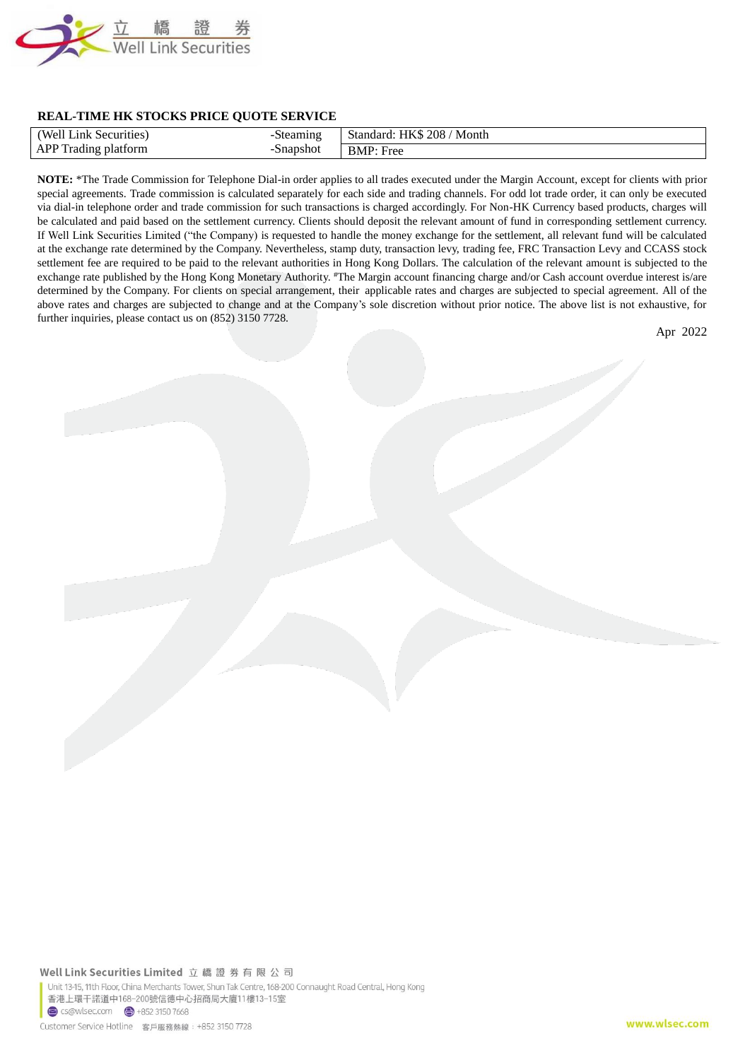**REAL-TIME HK STOCKS PRICE QUOTE SERVICE**

| | | |
|---|---|---|
| (Well Link Securities) APP Trading platform | -Steaming | Standard: HK$ 208 / Month |
| | -Snapshot | BMP: Free |

**NOTE:** *The Trade Commission for Telephone Dial-in order applies to all trades executed under the Margin Account, except for clients with prior special agreements. Trade commission is calculated separately for each side and trading channels. For odd lot trade order, it can only be executed via dial-in telephone order and trade commission for such transactions is charged accordingly. For Non-HK Currency based products, charges will be calculated and paid based on the settlement currency. Clients should deposit the relevant amount of fund in corresponding settlement currency. If Well Link Securities Limited ("the Company") is requested to handle the money exchange for the settlement, all relevant fund will be calculated at the exchange rate determined by the Company. Nevertheless, stamp duty, transaction levy, trading fee, FRC Transaction Levy and CCASS stock settlement fee are required to be paid to the relevant authorities in Hong Kong Dollars. The calculation of the relevant amount is subjected to the exchange rate published by the Hong Kong Monetary Authority. #The Margin account financing charge and/or Cash account overdue interest is/are determined by the Company. For clients on special arrangement, their applicable rates and charges are subjected to special agreement. All of the above rates and charges are subjected to change and at the Company's sole discretion without prior notice. The above list is not exhaustive, for further inquiries, please contact us on (852) 3150 7728.

Apr 2022